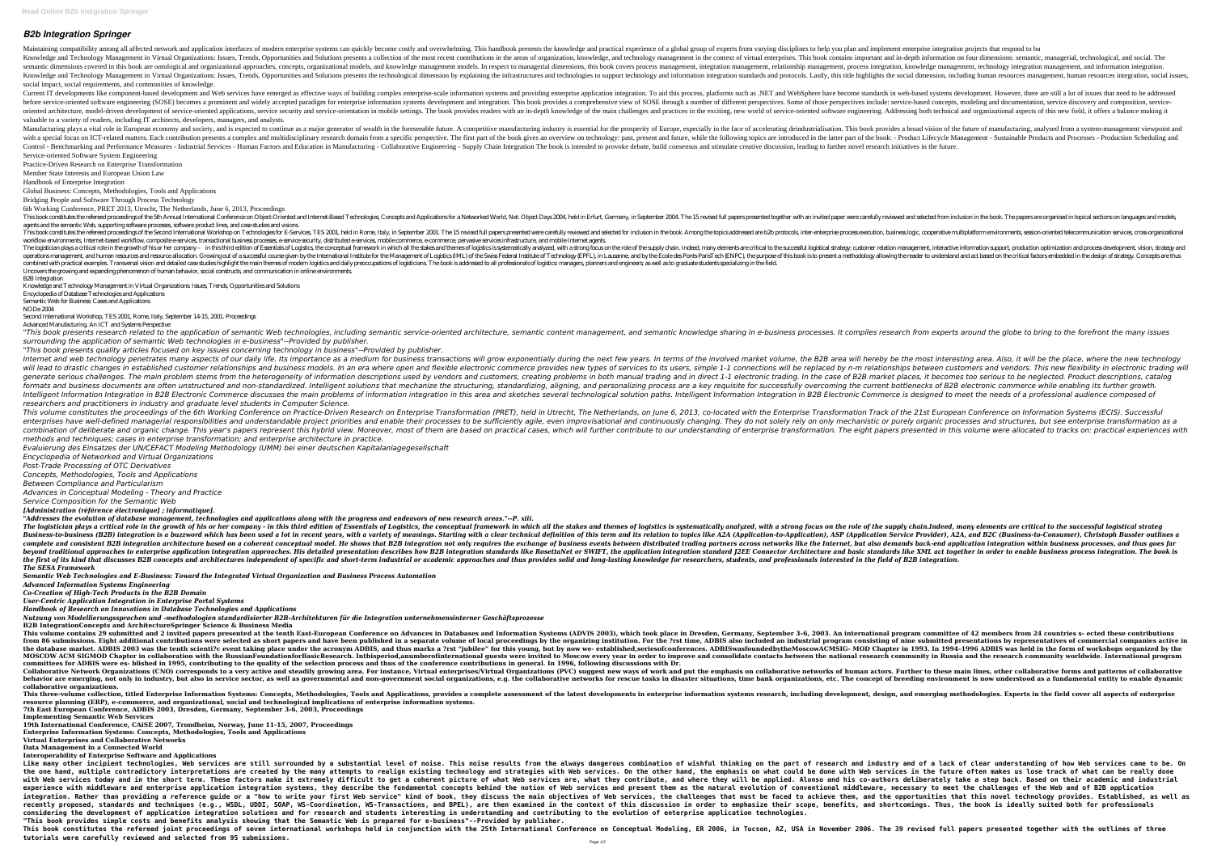# B2b Integration Springer

Maintaining compatibility among all affected network and application interfaces of modern enterprise systems can quickly become costly and overwhelming. This handbook presents the knowledge and practical experience of a global group of experts from varying disciplines to help you plan and implement enterprise integration projects that respond to bu Knowledge and Technology Management in Virtual Organizations: Issues, Trends, Opportunities and Solutions presents a collection of the most recent contributions in the areas of organization, knowledge, and technology management in the context of virtual enterprises. This book contains important and in-depth information on four dimensions: semantic, managerial, technological, and social. The semantic dimensions covered in this book are ontological and organizational approaches, concepts, organizational models, and knowledge management models. In respect to managerial dimensions, this book covers process management, integration management, relationship management, process integration, knowledge management, technology integration management, and information integration. Knowledge and Technology Management in Virtual Organizations: Issues, Trends, Opportunities and Solutions presents the technological dimension by explaining the infrastructures and technologies to support technology and information integration standards and protocols. Lastly, this title highlights the social dimension, including human resources management, human resources integration, social issues, social impact, social requirements, and communities of knowledge.

Current IT developments like component-based development and Web services have emerged as effective ways of building complex enterprise-scale information systems and providing enterprise application integration. To aid this process, platforms such as .NET and WebSphere have become standards in web-based systems development. However, there are still a lot of issues that need to be addressed before service-oriented software engineering (SOSE) becomes a prominent and widely accepted paradigm for enterprise information systems development and integration. This book provides a comprehensive view of SOSE through a number of different perspectives. Some of those perspectives include: service-based concepts, modeling and documentation, service discovery and composition, service-oriented architecture, model-driven development of service-oriented applications, service security and service-orientation in mobile settings. The book provides readers with an in-depth knowledge of the main challenges and practices in the exciting, new world of service-oriented software engineering. Addressing both technical and organizational aspects of this new field, it offers a balance making it valuable to a variety of readers, including IT architects, developers, managers, and analysts.

Manufacturing plays a vital role in European economy and society, and is expected to continue as a major generator of wealth in the foreseeable future. A competitive manufacturing industry is essential for the prosperity of Europe, especially in the face of accelerating deindustrialisation. This book provides a broad vision of the future of manufacturing, analysed from a system-management viewpoint and with a special focus on ICT-related matters. Each contribution presents a complex and multidisciplinary research domain from a specific perspective. The first part of the book gives an overview on technology: past, present and future, while the following topics are introduced in the latter part of the book: - Product Lifecycle Management - Sustainable Products and Processes - Production Scheduling and Control - Benchmarking and Performance Measures - Industrial Services - Human Factors and Education in Manufacturing - Collaborative Engineering - Supply Chain Integration The book is intended to provoke debate, build consensus and stimulate creative discussion, leading to further novel research initiatives in the future.

Service-oriented Software System Engineering

Practice-Driven Research on Enterprise Transformation

Member State Interests and European Union Law

Handbook of Enterprise Integration

Global Business: Concepts, Methodologies, Tools and Applications

Bridging People and Software Through Process Technology

6th Working Conference, PRET 2013, Utrecht, The Netherlands, June 6, 2013, Proceedings

This book constitutes the refereed proceedings of the 5th Annual International Conference on Object-Oriented and Internet-Based Technologies, Concepts and Applications for a Networked World, Net. Object Days 2004, held in Erfurt, Germany, in September 2004. The 15 revised full papers presented together with an invited paper were carefully reviewed and selected from inclusion in the book. The papers are organised in topical sections on languages and models, agents and the semantic Web, supporting software processes, software product lines, and case studies and visions.

This book constitutes the refereed proceedings of the Second International Workshop on Technologies for E-Services, TES 2001, held in Rome, Italy, in September 2001. The 15 revised full papers presented were carefully reviewed and selected for inclusion in the book. Among the topics addressed are b2b protocols, inter-enterprise process execution, business logic, cooperative multiplatform environments, session-oriented telecommunication services, cross-organizational workflow environments, Internet-based workflow, composite e-services, transactional business processes, e-service security, distributed e-services, mobile commerce, e-commerce, pervasive services infrastructure, and mobile Internet agents.

The logistician plays a critical role in the growth of his or her company – in this third edition of Essentials of Logistics, the conceptual framework in which all the stakes and themes of logistics is systematically analyzed, with a strong focus on the role of the supply chain. Indeed, many elements are critical to the successful logistical strategy: customer relation management, interactive information support, production optimization and process development, vision, strategy and operations management, and human resources and resource allocation. Growing out of a successful course given by the International Institute for the Management of Logistics (IML) of the Swiss Federal Institute of Technology (EPFL), in Lausanne, and by the Ecole des Ponts ParisTech (ENPC), the purpose of this book is to present a methodology allowing the reader to understand and act based on the critical factors embedded in the design of strategy. Concepts are thus combined with practical examples. Transversal vision and detailed case studies highlight the main themes of modern logistics and daily preoccupations of logisticians. The book is addressed to all professionals of logistics: managers, planners and engineers; as well as to graduate students specializing in the field.

Uncovers the growing and expanding phenomenon of human behavior, social constructs, and communication in online environments.

B2B Integration

Knowledge and Technology Management in Virtual Organizations: Issues, Trends, Opportunities and Solutions

Encyclopedia of Database Technologies and Applications

Semantic Web for Business: Cases and Applications

NODe 2004

Second International Workshop, TES 2001, Rome, Italy, September 14-15, 2001. Proceedings

Advanced Manufacturing. An ICT and Systems Perspective

*"This book presents research related to the application of semantic Web technologies, including semantic service-oriented architecture, semantic content management, and semantic knowledge sharing in e-business processes. It compiles research from experts around the globe to bring to the forefront the many issues surrounding the application of semantic Web technologies in e-business"--Provided by publisher.*

*"This book presents quality articles focused on key issues concerning technology in business"--Provided by publisher.*

*Internet and web technology penetrates many aspects of our daily life. Its importance as a medium for business transactions will grow exponentially during the next few years. In terms of the involved market volume, the B2B area will hereby be the most interesting area. Also, it will be the place, where the new technology will lead to drastic changes in established customer relationships and business models. In an era where open and flexible electronic commerce provides new types of services to its users, simple 1-1 connections will be replaced by n-m relationships between customers and vendors. This new flexibility in electronic trading will generate serious challenges. The main problem stems from the heterogeneity of information descriptions used by vendors and customers, creating problems in both manual trading and in direct 1-1 electronic trading. In the case of B2B market places, it becomes too serious to be neglected. Product descriptions, catalog formats and business documents are often unstructured and non-standardized. Intelligent solutions that mechanize the structuring, standardizing, aligning, and personalizing process are a key requisite for successfully overcoming the current bottlenecks of B2B electronic commerce while enabling its further growth. Intelligent Information Integration in B2B Electronic Commerce discusses the main problems of information integration in this area and sketches several technological solution paths. Intelligent Information Integration in B2B Electronic Commerce is designed to meet the needs of a professional audience composed of researchers and practitioners in industry and graduate level students in Computer Science.*

*This volume constitutes the proceedings of the 6th Working Conference on Practice-Driven Research on Enterprise Transformation (PRET), held in Utrecht, The Netherlands, on June 6, 2013, co-located with the Enterprise Transformation Track of the 21st European Conference on Information Systems (ECIS). Successful enterprises have well-defined managerial responsibilities and understandable project priorities and enable their processes to be sufficiently agile, even improvisational and continuously changing. They do not solely rely on only mechanistic or purely organic processes and structures, but see enterprise transformation as a combination of deliberate and organic change. This year's papers represent this hybrid view. Moreover, most of them are based on practical cases, which will further contribute to our understanding of enterprise transformation. The eight papers presented in this volume were allocated to tracks on: practical experiences with methods and techniques; cases in enterprise transformation; and enterprise architecture in practice.*

*Evaluierung des Einsatzes der UN/CEFACT Modeling Methodology (UMM) bei einer deutschen Kapitalanlagegesellschaft*

*Encyclopedia of Networked and Virtual Organizations*

*Post-Trade Processing of OTC Derivatives*

*Concepts, Methodologies, Tools and Applications*

*Between Compliance and Particularism*

*Advances in Conceptual Modeling - Theory and Practice*

*Service Composition for the Semantic Web*

***[Administration (référence électronique] ; informatique].***

***"Addresses the evolution of database management, technologies and applications along with the progress and endeavors of new research areas."--P. xiii.***

***The logistician plays a critical role in the growth of his or her company - in this third edition of Essentials of Logistics, the conceptual framework in which all the stakes and themes of logistics is systematically analyzed, with a strong focus on the role of the supply chain.Indeed, many elements are critical to the successful logistical strateg Business-to-business (B2B) integration is a buzzword which has been used a lot in recent years, with a variety of meanings. Starting with a clear technical definition of this term and its relation to topics like A2A (Application-to-Application), ASP (Application Service Provider), A2A, and B2C (Business-to-Consumer), Christoph Bussler outlines a complete and consistent B2B integration architecture based on a coherent conceptual model. He shows that B2B integration not only requires the exchange of business events between distributed trading partners across networks like the Internet, but also demands back-end application integration within business processes, and thus goes far beyond traditional approaches to enterprise application integration approaches. His detailed presentation describes how B2B integration standards like RosettaNet or SWIFT, the application integration standard J2EE Connector Architecture and basic standards like XML act together in order to enable business process integration. The book is the first of its kind that discusses B2B concepts and architectures independent of specific and short-term industrial or academic approaches and thus provides solid and long-lasting knowledge for researchers, students, and professionals interested in the field of B2B integration.***

***The SESA Framework***

***Semantic Web Technologies and E-Business: Toward the Integrated Virtual Organization and Business Process Automation***

***Advanced Information Systems Engineering***

***Co-Creation of High-Tech Products in the B2B Domain***

***User-Centric Application Integration in Enterprise Portal Systems***

***Handbook of Research on Innovations in Database Technologies and Applications***

***Nutzung von Modellierungssprachen und -methodologien standardisierter B2B-Architekturen für die Integration unternehmensinterner Geschäftsprozesse***

**B2B IntegrationConcepts and ArchitectureSpringer Science & Business Media**

**This volume contains 29 submitted and 2 invited papers presented at the tenth East-European Conference on Advances in Databases and Information Systems (ADVIS 2003), which took place in Dresden, Germany, September 3-6, 2003. An international program committee of 42 members from 24 countries s- ected these contributions from 86 submissions. Eight additional contributions were selected as short papers and have been published in a separate volume of local proceedings by the organizing institution. For the ?rst time, ADBIS also included an industrial program consisting of nine submitted presentations by representatives of commercial companies active in the database market. ADBIS 2003 was the tenth scienti?c event taking place under the acronym ADBIS, and thus marks a ?rst "jubilee" for this young, but by now we- established,seriesofconferences. ADBISwasfoundedbytheMoscowACMSIG- MOD Chapter in 1993. In 1994–1996 ADBIS was held in the form of workshops organized by the MOSCOW ACM SIGMOD Chapter in collaboration with the RussianFoundationforBasicResearch. Inthisperiod,anumberofinternational guests were invited to Moscow every year in order to improve and consolidate contacts between the national research community in Russia and the research community worldwide. International program committees for ADBIS were es- blished in 1995, contributing to the quality of the selection process and thus of the conference contributions in general. In 1996, following discussions with Dr.**

**Collaborative Network Organizations (CNO) corresponds to a very active and steadily growing area. For instance, Virtual enterprises/Virtual Organizations (PVC) suggest new ways of work and put the emphasis on collaborative networks of human actors. Further to these main lines, other collaborative forms and patterns of collaborative behavior are emerging, not only in industry, but also in service sector, as well as governmental and non-government social organizations, e.g. the collaborative networks for rescue tasks in disaster situations, time bank organizations, etc. The concept of breeding environment is now understood as a fundamental entity to enable dynamic collaborative organizations.**

**This three-volume collection, titled Enterprise Information Systems: Concepts, Methodologies, Tools and Applications, provides a complete assessment of the latest developments in enterprise information systems research, including development, design, and emerging methodologies. Experts in the field cover all aspects of enterprise resource planning (ERP), e-commerce, and organizational, social and technological implications of enterprise information systems.**

**7th East European Conference, ADBIS 2003, Dresden, Germany, September 3-6, 2003, Proceedings**

**Implementing Semantic Web Services**

**19th International Conference, CAiSE 2007, Trondheim, Norway, June 11-15, 2007, Proceedings**

**Enterprise Information Systems: Concepts, Methodologies, Tools and Applications**

**Virtual Enterprises and Collaborative Networks**

**Data Management in a Connected World**

**Interoperability of Enterprise Software and Applications**

**Like many other incipient technologies, Web services are still surrounded by a substantial level of noise. This noise results from the always dangerous combination of wishful thinking on the part of research and industry and of a lack of clear understanding of how Web services came to be. On the one hand, multiple contradictory interpretations are created by the many attempts to realign existing technology and strategies with Web services. On the other hand, the emphasis on what could be done with Web services in the future often makes us lose track of what can be really done with Web services today and in the short term. These factors make it extremely difficult to get a coherent picture of what Web services are, what they contribute, and where they will be applied. Alonso and his co-authors deliberately take a step back. Based on their academic and industrial experience with middleware and enterprise application integration systems, they describe the fundamental concepts behind the notion of Web services and present them as the natural evolution of conventional middleware, necessary to meet the challenges of the Web and of B2B application integration. Rather than providing a reference guide or a "how to write your first Web service" kind of book, they discuss the main objectives of Web services, the challenges that must be faced to achieve them, and the opportunities that this novel technology provides. Established, as well as recently proposed, standards and techniques (e.g., WSDL, UDDI, SOAP, WS-Coordination, WS-Transactions, and BPEL), are then examined in the context of this discussion in order to emphasize their scope, benefits, and shortcomings. Thus, the book is ideally suited both for professionals considering the development of application integration solutions and for research and students interesting in understanding and contributing to the evolution of enterprise application technologies.**

**"This book provides simple costs and benefits analysis showing that the Semantic Web is prepared for e-business"--Provided by publisher.**

**This book constitutes the refereed joint proceedings of seven international workshops held in conjunction with the 25th International Conference on Conceptual Modeling, ER 2006, in Tucson, AZ, USA in November 2006. The 39 revised full papers presented together with the outlines of three tutorials were carefully reviewed and selected from 95 submissions.**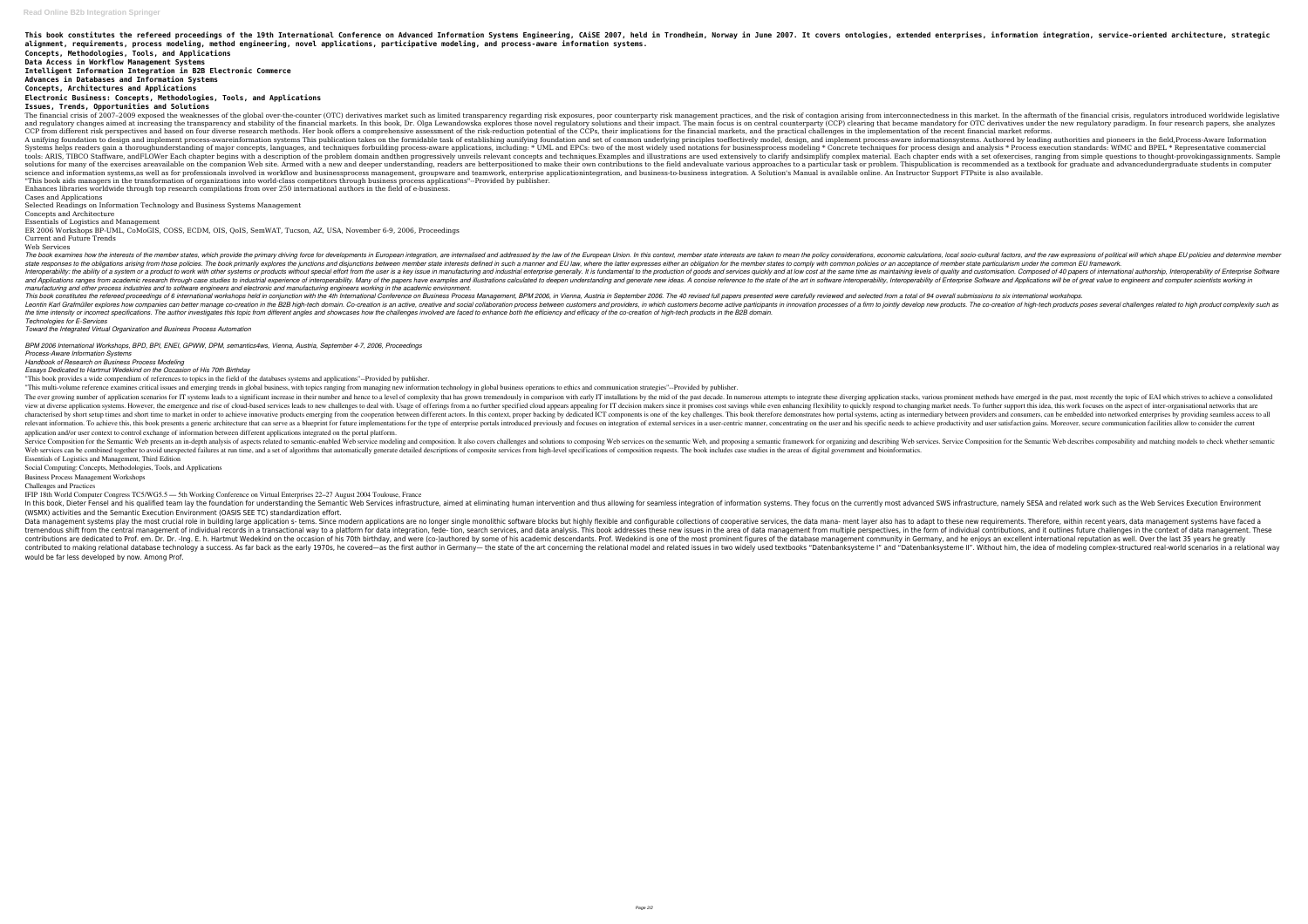**This book constitutes the refereed proceedings of the 19th International Conference on Advanced Information Systems Engineering, CAiSE 2007, held in Trondheim, Norway in June 2007. It covers ontologies, extended enterprises, information integration, service-oriented architecture, strategic alignment, requirements, process modeling, method engineering, novel applications, participative modeling, and process-aware information systems.**

**Concepts, Methodologies, Tools, and Applications**

**Data Access in Workflow Management Systems**

**Intelligent Information Integration in B2B Electronic Commerce**

**Advances in Databases and Information Systems**

**Concepts, Architectures and Applications**

**Electronic Business: Concepts, Methodologies, Tools, and Applications**

**Issues, Trends, Opportunities and Solutions**

The financial crisis of 2007–2009 exposed the weaknesses of the global over-the-counter (OTC) derivatives market such as limited transparency regarding risk exposures, poor counterparty risk management practices, and the risk of contagion arising from interconnectedness in this market. In the aftermath of the financial crisis, regulators introduced worldwide legislative and regulatory changes aimed at increasing the transparency and stability of the financial markets. In this book, Dr. Olga Lewandowska explores those novel regulatory solutions and their impact. The main focus is on central counterparty (CCP) clearing that became mandatory for OTC derivatives under the new regulatory paradigm. In four research papers, she analyzes CCP from different risk perspectives and based on four diverse research methods. Her book offers a comprehensive assessment of the risk-reduction potential of the CCPs, their implications for the financial markets, and the practical challenges in the implementation of the recent financial market reforms.

A unifying foundation to design and implement process-awareinformation systems This publication takes on the formidable task of establishing aunifying foundation and set of common underlying principles toeffectively model, design, and implement process-aware informationsystems. Authored by leading authorities and pioneers in the field,Process-Aware Information Systems helps readers gain a thoroughunderstanding of major concepts, languages, and techniques forbuilding process-aware applications, including: * UML and EPCs: two of the most widely used notations for businessprocess modeling * Concrete techniques for process design and analysis * Process execution standards: WfMC and BPEL * Representative commercial tools: ARIS, TIBCO Staffware, andFLOWer Each chapter begins with a description of the problem domain andthen progressively unveils relevant concepts and techniques.Examples and illustrations are used extensively to clarify andsimplify complex material. Each chapter ends with a set ofexercises, ranging from simple questions to thought-provokingassignments. Sample solutions for many of the exercises areavailable on the companion Web site. Armed with a new and deeper understanding, readers are betterpositioned to make their own contributions to the field andevaluate various approaches to a particular task or problem. Thispublication is recommended as a textbook for graduate and advancedundergraduate students in computer science and information systems,as well as for professionals involved in workflow and businessprocess management, groupware and teamwork, enterprise applicationintegration, and business-to-business integration. A Solution's Manual is available online. An Instructor Support FTPsite is also available.

"This book aids managers in the transformation of organizations into world-class competitors through business process applications"--Provided by publisher.

Enhances libraries worldwide through top research compilations from over 250 international authors in the field of e-business.

Cases and Applications

Selected Readings on Information Technology and Business Systems Management

Concepts and Architecture

Essentials of Logistics and Management

ER 2006 Workshops BP-UML, CoMoGIS, COSS, ECDM, OIS, QoIS, SemWAT, Tucson, AZ, USA, November 6-9, 2006, Proceedings

Current and Future Trends

Web Services

*The book examines how the interests of the member states, which provide the primary driving force for developments in European integration, are internalised and addressed by the law of the European Union. In this context, member state interests are taken to mean the policy considerations, economic calculations, local socio-cultural factors, and the raw expressions of political will which shape EU policies and determine member state responses to the obligations arising from those policies. The book primarily explores the junctions and disjunctions between member state interests defined in such a manner and EU law, where the latter expresses either an obligation for the member states to comply with common policies or an acceptance of member state particularism under the common EU framework.*

*Interoperability: the ability of a system or a product to work with other systems or products without special effort from the user is a key issue in manufacturing and industrial enterprise generally. It is fundamental to the production of goods and services quickly and at low cost at the same time as maintaining levels of quality and customisation. Composed of 40 papers of international authorship, Interoperability of Enterprise Software and Applications ranges from academic research through case studies to industrial experience of interoperability. Many of the papers have examples and illustrations calculated to deepen understanding and generate new ideas. A concise reference to the state of the art in software interoperability, Interoperability of Enterprise Software and Applications will be of great value to engineers and computer scientists working in manufacturing and other process industries and to software engineers and electronic and manufacturing engineers working in the academic environment.*

*This book constitutes the refereed proceedings of 6 international workshops held in conjunction with the 4th International Conference on Business Process Management, BPM 2006, in Vienna, Austria in September 2006. The 40 revised full papers presented were carefully reviewed and selected from a total of 94 overall submissions to six international workshops.*

*Leontin Karl Gralmüller explores how companies can better manage co-creation in the B2B high-tech domain. Co-creation is an active, creative and social collaboration process between customers and providers, in which customers become active participants in innovation processes of a firm to jointly develop new products. The co-creation of high-tech products poses several challenges related to high product complexity such as the time intensity or incorrect specifications. The author investigates this topic from different angles and showcases how the challenges involved are faced to enhance both the efficiency and efficacy of the co-creation of high-tech products in the B2B domain.*

*Technologies for E-Services*

*Toward the Integrated Virtual Organization and Business Process Automation*

*BPM 2006 International Workshops, BPD, BPI, ENEI, GPWW, DPM, semantics4ws, Vienna, Austria, September 4-7, 2006, Proceedings*

*Process-Aware Information Systems*

*Handbook of Research on Business Process Modeling*

*Essays Dedicated to Hartmut Wedekind on the Occasion of His 70th Birthday*

"This book provides a wide compendium of references to topics in the field of the databases systems and applications"--Provided by publisher.

"This multi-volume reference examines critical issues and emerging trends in global business, with topics ranging from managing new information technology in global business operations to ethics and communication strategies"--Provided by publisher.

The ever growing number of application scenarios for IT systems leads to a significant increase in their number and hence to a level of complexity that has grown tremendously in comparison with early IT installations by the mid of the past decade. In numerous attempts to integrate these diverging application stacks, various prominent methods have emerged in the past, most recently the topic of EAI which strives to achieve a consolidated view at diverse application systems. However, the emergence and rise of cloud-based services leads to new challenges to deal with. Usage of offerings from a no further specified cloud appears appealing for IT decision makers since it promises cost savings while even enhancing flexibility to quickly respond to changing market needs. To further support this idea, this work focuses on the aspect of inter-organisational networks that are characterised by short setup times and short time to market in order to achieve innovative products emerging from the cooperation between different actors. In this context, proper backing by dedicated ICT components is one of the key challenges. This book therefore demonstrates how portal systems, acting as intermediary between providers and consumers, can be embedded into networked enterprises by providing seamless access to all relevant information. To achieve this, this book presents a generic architecture that can serve as a blueprint for future implementations for the type of enterprise portals introduced previously and focuses on integration of external services in a user-centric manner, concentrating on the user and his specific needs to achieve productivity and user satisfaction gains. Moreover, secure communication facilities allow to consider the current application and/or user context to control exchange of information between different applications integrated on the portal platform.

Service Composition for the Semantic Web presents an in-depth analysis of aspects related to semantic-enabled Web service modeling and composition. It also covers challenges and solutions to composing Web services on the semantic Web, and proposing a semantic framework for organizing and describing Web services. Service Composition for the Semantic Web describes composability and matching models to check whether semantic Web services can be combined together to avoid unexpected failures at run time, and a set of algorithms that automatically generate detailed descriptions of composite services from high-level specifications of composition requests. The book includes case studies in the areas of digital government and bioinformatics.

Essentials of Logistics and Management, Third Edition

Social Computing: Concepts, Methodologies, Tools, and Applications

Business Process Management Workshops

Challenges and Practices

IFIP 18th World Computer Congress TC5/WG5.5 — 5th Working Conference on Virtual Enterprises 22–27 August 2004 Toulouse, France

In this book, Dieter Fensel and his qualified team lay the foundation for understanding the Semantic Web Services infrastructure, aimed at eliminating human intervention and thus allowing for seamless integration of information systems. They focus on the currently most advanced SWS infrastructure, namely SESA and related work such as the Web Services Execution Environment (WSMX) activities and the Semantic Execution Environment (OASIS SEE TC) standardization effort.

Data management systems play the most crucial role in building large application s- tems. Since modern applications are no longer single monolithic software blocks but highly flexible and configurable collections of cooperative services, the data mana- ment layer also has to adapt to these new requirements. Therefore, within recent years, data management systems have faced a tremendous shift from the central management of individual records in a transactional way to a platform for data integration, fede- tion, search services, and data analysis. This book addresses these new issues in the area of data management from multiple perspectives, in the form of individual contributions, and it outlines future challenges in the context of data management. These contributions are dedicated to Prof. em. Dr. Dr. -Ing. E. h. Hartmut Wedekind on the occasion of his 70th birthday, and were (co-)authored by some of his academic descendants. Prof. Wedekind is one of the most prominent figures of the database management community in Germany, and he enjoys an excellent international reputation as well. Over the last 35 years he greatly contributed to making relational database technology a success. As far back as the early 1970s, he covered—as the first author in Germany— the state of the art concerning the relational model and related issues in two widely used textbooks "Datenbanksysteme I" and "Datenbanksysteme II". Without him, the idea of modeling complex-structured real-world scenarios in a relational way would be far less developed by now. Among Prof.